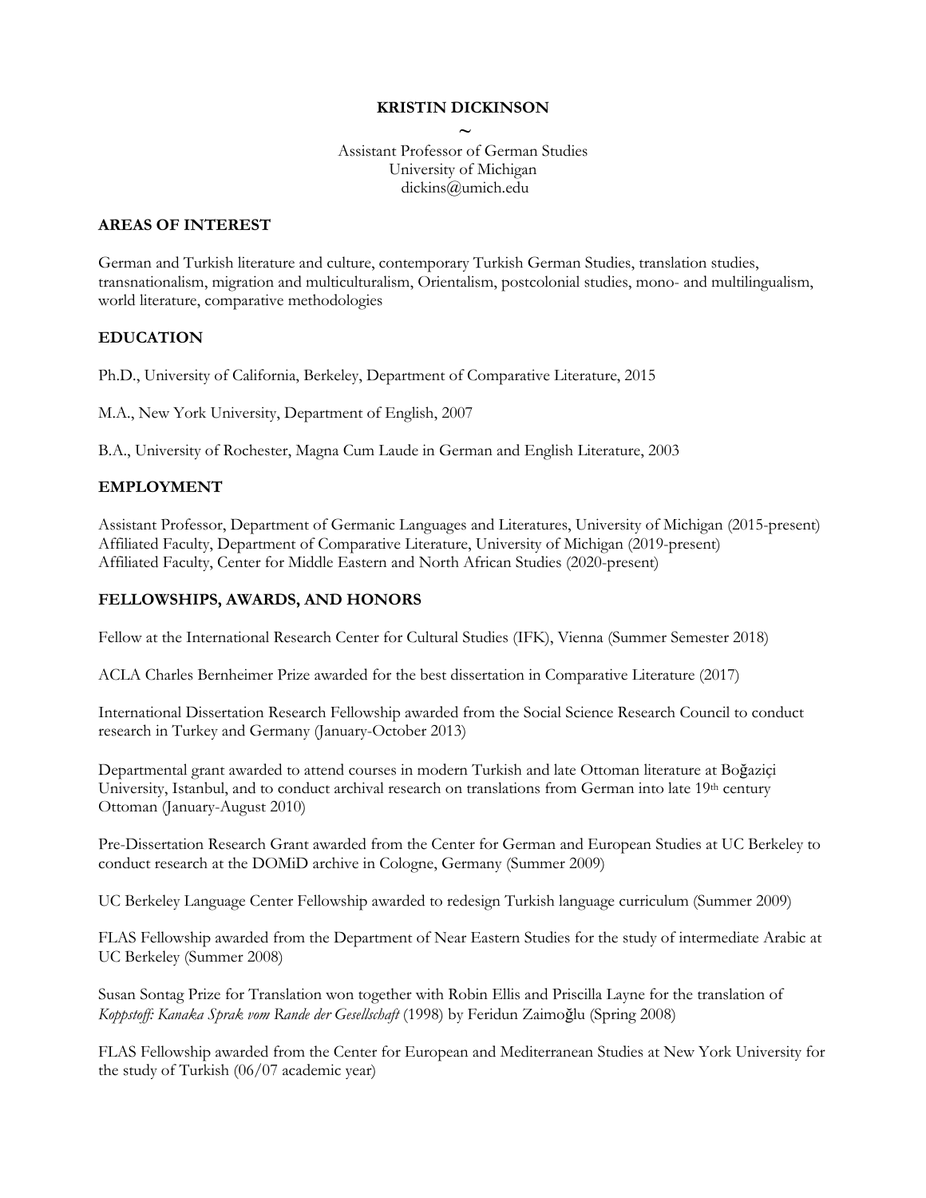# KRISTIN DICKINSON

~

Assistant Professor of German Studies
University of Michigan
dickins@umich.edu

## AREAS OF INTEREST

German and Turkish literature and culture, contemporary Turkish German Studies, translation studies, transnationalism, migration and multiculturalism, Orientalism, postcolonial studies, mono- and multilingualism, world literature, comparative methodologies

## EDUCATION

Ph.D., University of California, Berkeley, Department of Comparative Literature, 2015

M.A., New York University, Department of English, 2007

B.A., University of Rochester, Magna Cum Laude in German and English Literature, 2003

## EMPLOYMENT

Assistant Professor, Department of Germanic Languages and Literatures, University of Michigan (2015-present)
Affiliated Faculty, Department of Comparative Literature, University of Michigan (2019-present)
Affiliated Faculty, Center for Middle Eastern and North African Studies (2020-present)

## FELLOWSHIPS, AWARDS, AND HONORS

Fellow at the International Research Center for Cultural Studies (IFK), Vienna (Summer Semester 2018)

ACLA Charles Bernheimer Prize awarded for the best dissertation in Comparative Literature (2017)

International Dissertation Research Fellowship awarded from the Social Science Research Council to conduct research in Turkey and Germany (January-October 2013)

Departmental grant awarded to attend courses in modern Turkish and late Ottoman literature at Boğaziçi University, Istanbul, and to conduct archival research on translations from German into late 19th century Ottoman (January-August 2010)

Pre-Dissertation Research Grant awarded from the Center for German and European Studies at UC Berkeley to conduct research at the DOMiD archive in Cologne, Germany (Summer 2009)

UC Berkeley Language Center Fellowship awarded to redesign Turkish language curriculum (Summer 2009)

FLAS Fellowship awarded from the Department of Near Eastern Studies for the study of intermediate Arabic at UC Berkeley (Summer 2008)

Susan Sontag Prize for Translation won together with Robin Ellis and Priscilla Layne for the translation of *Koppstoff: Kanaka Sprak vom Rande der Gesellschaft* (1998) by Feridun Zaimoğlu (Spring 2008)

FLAS Fellowship awarded from the Center for European and Mediterranean Studies at New York University for the study of Turkish (06/07 academic year)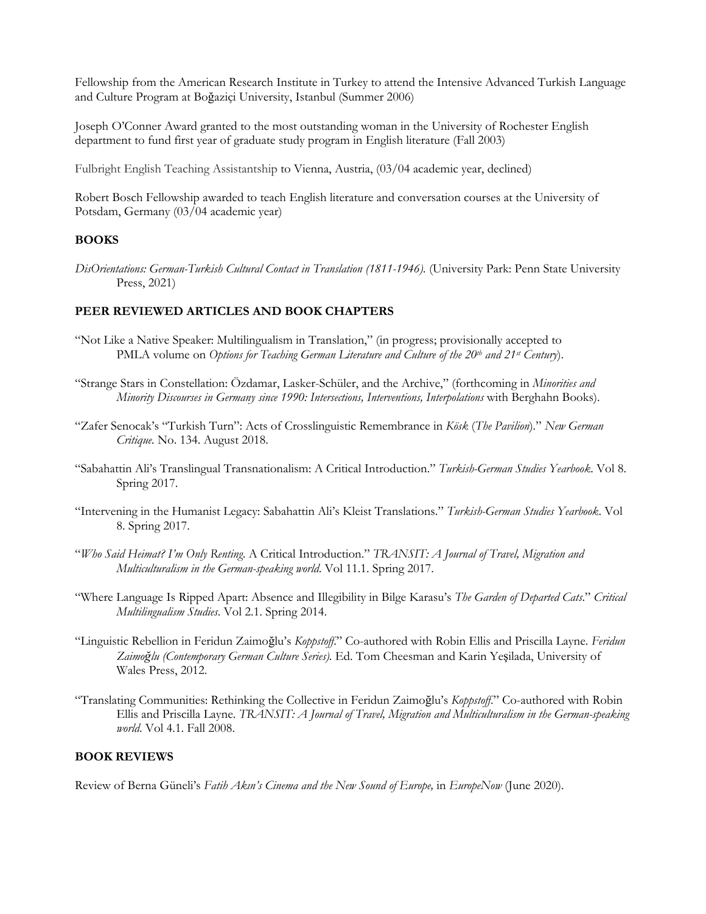Fellowship from the American Research Institute in Turkey to attend the Intensive Advanced Turkish Language and Culture Program at Boğaziçi University, Istanbul (Summer 2006)

Joseph O'Conner Award granted to the most outstanding woman in the University of Rochester English department to fund first year of graduate study program in English literature (Fall 2003)

Fulbright English Teaching Assistantship to Vienna, Austria, (03/04 academic year, declined)

Robert Bosch Fellowship awarded to teach English literature and conversation courses at the University of Potsdam, Germany (03/04 academic year)

## BOOKS

*DisOrientations: German-Turkish Cultural Contact in Translation (1811-1946).* (University Park: Penn State University Press, 2021)

## PEER REVIEWED ARTICLES AND BOOK CHAPTERS

"Not Like a Native Speaker: Multilingualism in Translation," (in progress; provisionally accepted to PMLA volume on *Options for Teaching German Literature and Culture of the 20th and 21st Century*).

"Strange Stars in Constellation: Özdamar, Lasker-Schüler, and the Archive," (forthcoming in *Minorities and Minority Discourses in Germany since 1990: Intersections, Interventions, Interpolations* with Berghahn Books).

"Zafer Senocak's "Turkish Turn": Acts of Crosslinguistic Remembrance in *Köşk* (*The Pavilion*)." *New German Critique.* No. 134. August 2018.

"Sabahattin Ali's Translingual Transnationalism: A Critical Introduction." *Turkish-German Studies Yearbook.* Vol 8. Spring 2017.

"Intervening in the Humanist Legacy: Sabahattin Ali's Kleist Translations." *Turkish-German Studies Yearbook.* Vol 8. Spring 2017.

"*Who Said Heimat? I'm Only Renting.* A Critical Introduction." *TRANSIT: A Journal of Travel, Migration and Multiculturalism in the German-speaking world.* Vol 11.1. Spring 2017.

"Where Language Is Ripped Apart: Absence and Illegibility in Bilge Karasu's *The Garden of Departed Cats*." *Critical Multilingualism Studies*. Vol 2.1. Spring 2014.

"Linguistic Rebellion in Feridun Zaimoğlu's *Koppstoff*." Co-authored with Robin Ellis and Priscilla Layne. *Feridun Zaimoğlu (Contemporary German Culture Series).* Ed. Tom Cheesman and Karin Yeşilada, University of Wales Press, 2012.

"Translating Communities: Rethinking the Collective in Feridun Zaimoğlu's *Koppstoff*." Co-authored with Robin Ellis and Priscilla Layne. *TRANSIT: A Journal of Travel, Migration and Multiculturalism in the German-speaking world.* Vol 4.1. Fall 2008.

## BOOK REVIEWS

Review of Berna Güneli's *Fatih Akın's Cinema and the New Sound of Europe,* in *EuropeNow* (June 2020).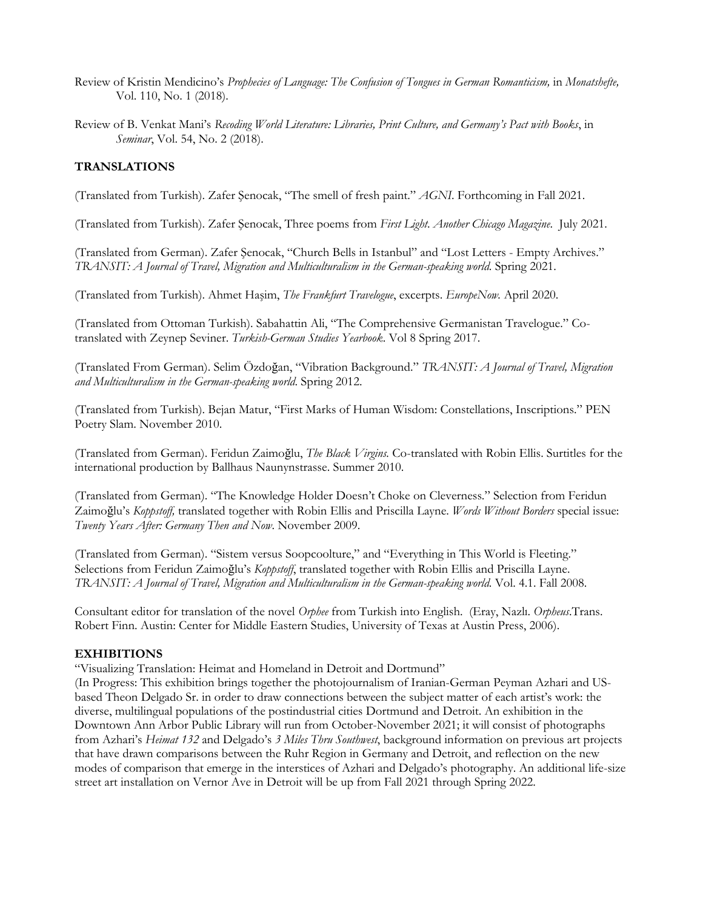Review of Kristin Mendicino's *Prophecies of Language: The Confusion of Tongues in German Romanticism,* in *Monatshefte,* Vol. 110, No. 1 (2018).

Review of B. Venkat Mani's *Recoding World Literature: Libraries, Print Culture, and Germany's Pact with Books*, in *Seminar*, Vol. 54, No. 2 (2018).

## TRANSLATIONS

(Translated from Turkish). Zafer Şenocak, "The smell of fresh paint." *AGNI*. Forthcoming in Fall 2021.

(Translated from Turkish). Zafer Şenocak, Three poems from *First Light*. *Another Chicago Magazine*. July 2021.

(Translated from German). Zafer Şenocak, "Church Bells in Istanbul" and "Lost Letters - Empty Archives." *TRANSIT: A Journal of Travel, Migration and Multiculturalism in the German-speaking world*. Spring 2021.

(Translated from Turkish). Ahmet Haşim, *The Frankfurt Travelogue*, excerpts. *EuropeNow*. April 2020.

(Translated from Ottoman Turkish). Sabahattin Ali, "The Comprehensive Germanistan Travelogue." Co-translated with Zeynep Seviner. *Turkish-German Studies Yearbook*. Vol 8 Spring 2017.

(Translated From German). Selim Özdoğan, "Vibration Background." *TRANSIT: A Journal of Travel, Migration and Multiculturalism in the German-speaking world*. Spring 2012.

(Translated from Turkish). Bejan Matur, "First Marks of Human Wisdom: Constellations, Inscriptions." PEN Poetry Slam. November 2010.

(Translated from German). Feridun Zaimoğlu, *The Black Virgins*. Co-translated with Robin Ellis. Surtitles for the international production by Ballhaus Naunynstrasse. Summer 2010.

(Translated from German). "The Knowledge Holder Doesn't Choke on Cleverness." Selection from Feridun Zaimoğlu's *Koppstoff,* translated together with Robin Ellis and Priscilla Layne. *Words Without Borders* special issue: *Twenty Years After: Germany Then and Now*. November 2009.

(Translated from German). "Sistem versus Soopcoolture," and "Everything in This World is Fleeting." Selections from Feridun Zaimoğlu's *Koppstoff*, translated together with Robin Ellis and Priscilla Layne. *TRANSIT: A Journal of Travel, Migration and Multiculturalism in the German-speaking world*. Vol. 4.1. Fall 2008.

Consultant editor for translation of the novel *Orphee* from Turkish into English. (Eray, Nazlı. *Orpheus*.Trans. Robert Finn. Austin: Center for Middle Eastern Studies, University of Texas at Austin Press, 2006).

## EXHIBITIONS

"Visualizing Translation: Heimat and Homeland in Detroit and Dortmund"
(In Progress: This exhibition brings together the photojournalism of Iranian-German Peyman Azhari and US-based Theon Delgado Sr. in order to draw connections between the subject matter of each artist's work: the diverse, multilingual populations of the postindustrial cities Dortmund and Detroit. An exhibition in the Downtown Ann Arbor Public Library will run from October-November 2021; it will consist of photographs from Azhari's *Heimat 132* and Delgado's *3 Miles Thru Southwest*, background information on previous art projects that have drawn comparisons between the Ruhr Region in Germany and Detroit, and reflection on the new modes of comparison that emerge in the interstices of Azhari and Delgado's photography. An additional life-size street art installation on Vernor Ave in Detroit will be up from Fall 2021 through Spring 2022.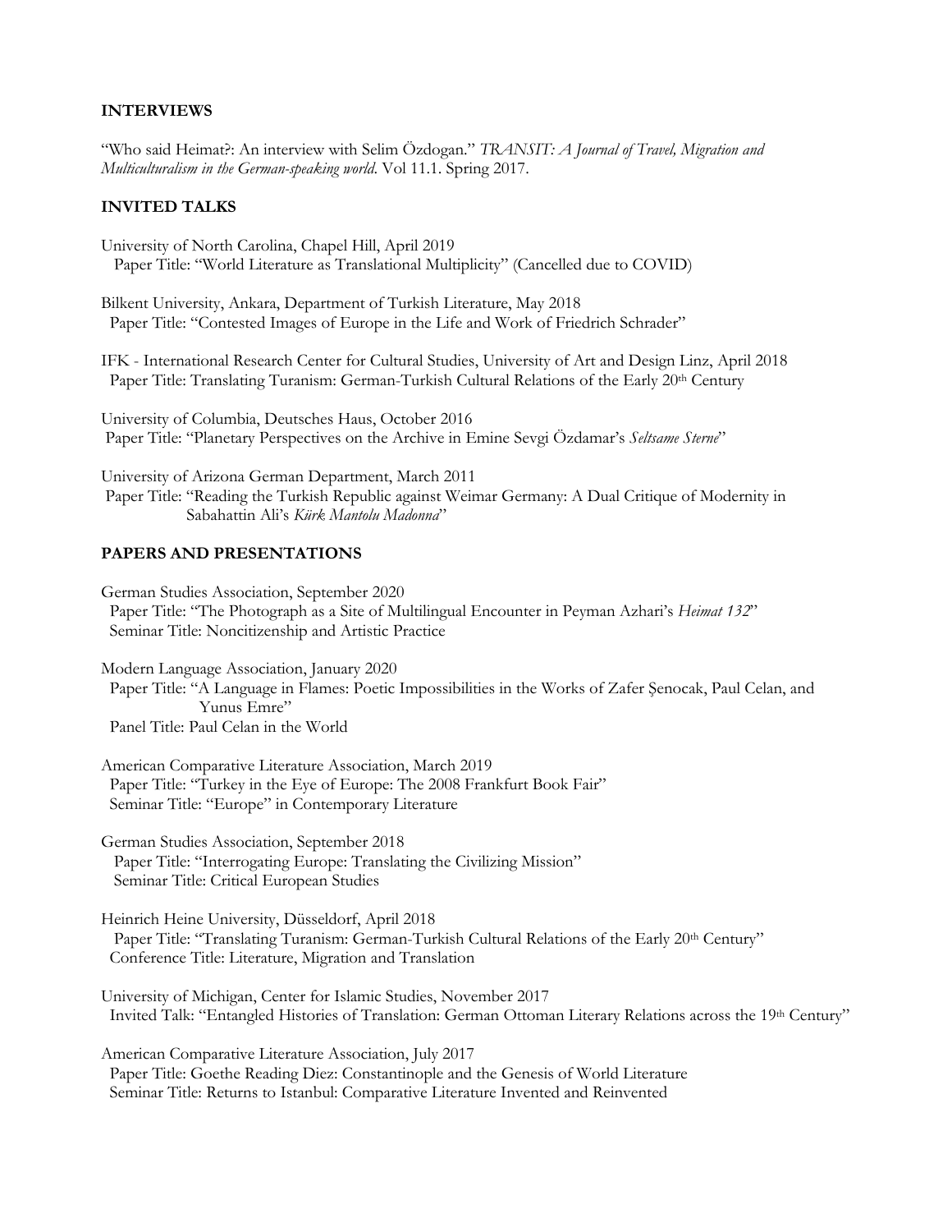## INTERVIEWS

"Who said Heimat?: An interview with Selim Özdogan." *TRANSIT: A Journal of Travel, Migration and Multiculturalism in the German-speaking world*. Vol 11.1. Spring 2017.

## INVITED TALKS

University of North Carolina, Chapel Hill, April 2019
Paper Title: "World Literature as Translational Multiplicity" (Cancelled due to COVID)

Bilkent University, Ankara, Department of Turkish Literature, May 2018
Paper Title: "Contested Images of Europe in the Life and Work of Friedrich Schrader"

IFK - International Research Center for Cultural Studies, University of Art and Design Linz, April 2018
Paper Title: Translating Turanism: German-Turkish Cultural Relations of the Early 20th Century

University of Columbia, Deutsches Haus, October 2016
Paper Title: "Planetary Perspectives on the Archive in Emine Sevgi Özdamar's *Seltsame Sterne*"

University of Arizona German Department, March 2011
Paper Title: "Reading the Turkish Republic against Weimar Germany: A Dual Critique of Modernity in Sabahattin Ali's *Kürk Mantolu Madonna*"

## PAPERS AND PRESENTATIONS

German Studies Association, September 2020
Paper Title: "The Photograph as a Site of Multilingual Encounter in Peyman Azhari's *Heimat 132*"
Seminar Title: Noncitizenship and Artistic Practice

Modern Language Association, January 2020
Paper Title: "A Language in Flames: Poetic Impossibilities in the Works of Zafer Şenocak, Paul Celan, and Yunus Emre"
Panel Title: Paul Celan in the World

American Comparative Literature Association, March 2019
Paper Title: "Turkey in the Eye of Europe: The 2008 Frankfurt Book Fair"
Seminar Title: "Europe" in Contemporary Literature

German Studies Association, September 2018
Paper Title: "Interrogating Europe: Translating the Civilizing Mission"
Seminar Title: Critical European Studies

Heinrich Heine University, Düsseldorf, April 2018
Paper Title: "Translating Turanism: German-Turkish Cultural Relations of the Early 20th Century"
Conference Title: Literature, Migration and Translation

University of Michigan, Center for Islamic Studies, November 2017
Invited Talk: "Entangled Histories of Translation: German Ottoman Literary Relations across the 19th Century"

American Comparative Literature Association, July 2017
Paper Title: Goethe Reading Diez: Constantinople and the Genesis of World Literature
Seminar Title: Returns to Istanbul: Comparative Literature Invented and Reinvented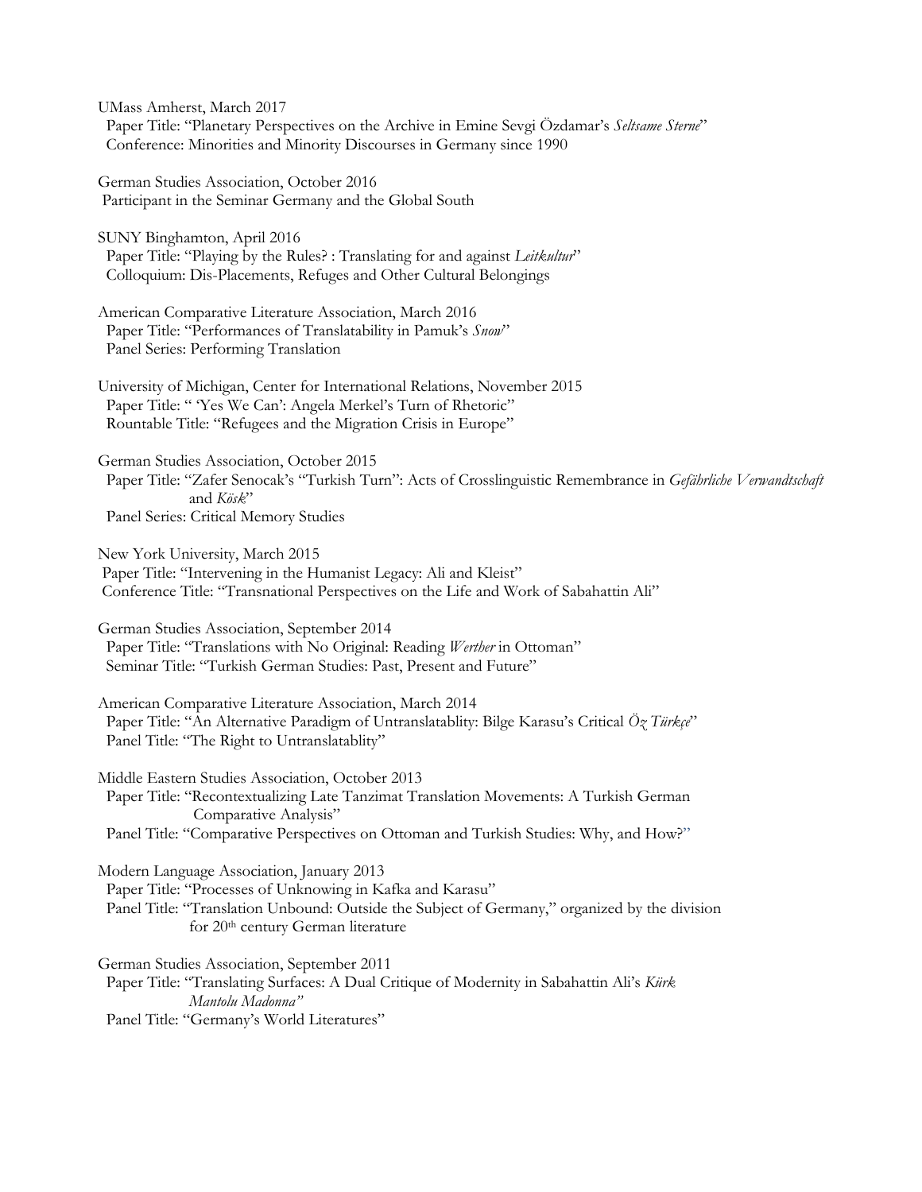UMass Amherst, March 2017
Paper Title: "Planetary Perspectives on the Archive in Emine Sevgi Özdamar's *Seltsame Sterne*"
Conference: Minorities and Minority Discourses in Germany since 1990

German Studies Association, October 2016
Participant in the Seminar Germany and the Global South

SUNY Binghamton, April 2016
Paper Title: "Playing by the Rules? : Translating for and against *Leitkultur*"
Colloquium: Dis-Placements, Refuges and Other Cultural Belongings

American Comparative Literature Association, March 2016
Paper Title: "Performances of Translatability in Pamuk's *Snow*"
Panel Series: Performing Translation

University of Michigan, Center for International Relations, November 2015
Paper Title: " 'Yes We Can': Angela Merkel's Turn of Rhetoric"
Rountable Title: "Refugees and the Migration Crisis in Europe"

German Studies Association, October 2015
Paper Title: "Zafer Senocak's "Turkish Turn": Acts of Crosslinguistic Remembrance in *Gefährliche Verwandtschaft* and *Kösk*"
Panel Series: Critical Memory Studies

New York University, March 2015
Paper Title: "Intervening in the Humanist Legacy: Ali and Kleist"
Conference Title: "Transnational Perspectives on the Life and Work of Sabahattin Ali"

German Studies Association, September 2014
Paper Title: "Translations with No Original: Reading *Werther* in Ottoman"
Seminar Title: "Turkish German Studies: Past, Present and Future"

American Comparative Literature Association, March 2014
Paper Title: "An Alternative Paradigm of Untranslatablity: Bilge Karasu's Critical *Öz Türkçe*"
Panel Title: "The Right to Untranslatablity"

Middle Eastern Studies Association, October 2013
Paper Title: "Recontextualizing Late Tanzimat Translation Movements: A Turkish German Comparative Analysis"
Panel Title: "Comparative Perspectives on Ottoman and Turkish Studies: Why, and How?"

Modern Language Association, January 2013
Paper Title: "Processes of Unknowing in Kafka and Karasu"
Panel Title: "Translation Unbound: Outside the Subject of Germany," organized by the division for 20th century German literature

German Studies Association, September 2011
Paper Title: "Translating Surfaces: A Dual Critique of Modernity in Sabahattin Ali's *Kürk Mantolu Madonna"*
Panel Title: "Germany's World Literatures"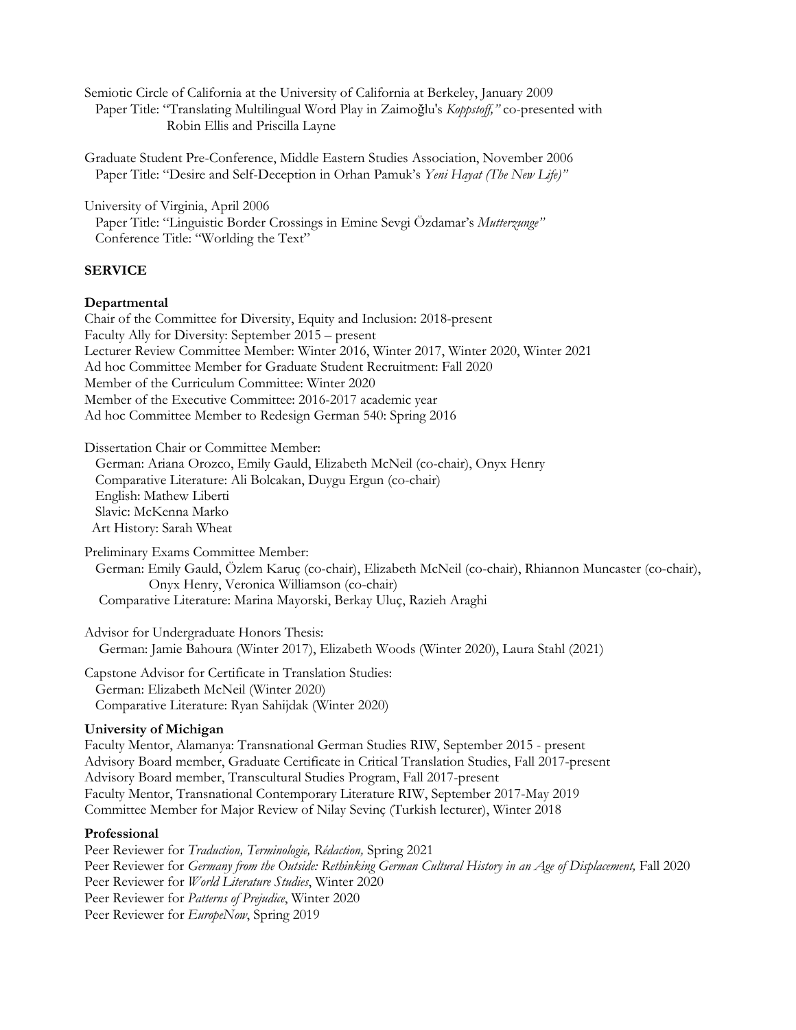Semiotic Circle of California at the University of California at Berkeley, January 2009
  Paper Title: "Translating Multilingual Word Play in Zaimoğlu's *Koppstoff,"* co-presented with Robin Ellis and Priscilla Layne

Graduate Student Pre-Conference, Middle Eastern Studies Association, November 2006
  Paper Title: "Desire and Self-Deception in Orhan Pamuk's *Yeni Hayat (The New Life)"*

University of Virginia, April 2006
  Paper Title: "Linguistic Border Crossings in Emine Sevgi Özdamar's *Mutterzunge"*
  Conference Title: "Worlding the Text"

## SERVICE

### Departmental

Chair of the Committee for Diversity, Equity and Inclusion: 2018-present
Faculty Ally for Diversity: September 2015 – present
Lecturer Review Committee Member: Winter 2016, Winter 2017, Winter 2020, Winter 2021
Ad hoc Committee Member for Graduate Student Recruitment: Fall 2020
Member of the Curriculum Committee: Winter 2020
Member of the Executive Committee: 2016-2017 academic year
Ad hoc Committee Member to Redesign German 540: Spring 2016

Dissertation Chair or Committee Member:
  German: Ariana Orozco, Emily Gauld, Elizabeth McNeil (co-chair), Onyx Henry
  Comparative Literature: Ali Bolcakan, Duygu Ergun (co-chair)
  English: Mathew Liberti
  Slavic: McKenna Marko
  Art History: Sarah Wheat

Preliminary Exams Committee Member:
  German: Emily Gauld, Özlem Karuç (co-chair), Elizabeth McNeil (co-chair), Rhiannon Muncaster (co-chair), Onyx Henry, Veronica Williamson (co-chair)
  Comparative Literature: Marina Mayorski, Berkay Uluç, Razieh Araghi

Advisor for Undergraduate Honors Thesis:
  German: Jamie Bahoura (Winter 2017), Elizabeth Woods (Winter 2020), Laura Stahl (2021)

Capstone Advisor for Certificate in Translation Studies:
  German: Elizabeth McNeil (Winter 2020)
  Comparative Literature: Ryan Sahijdak (Winter 2020)

### University of Michigan

Faculty Mentor, Alamanya: Transnational German Studies RIW, September 2015 - present
Advisory Board member, Graduate Certificate in Critical Translation Studies, Fall 2017-present
Advisory Board member, Transcultural Studies Program, Fall 2017-present
Faculty Mentor, Transnational Contemporary Literature RIW, September 2017-May 2019
Committee Member for Major Review of Nilay Sevinç (Turkish lecturer), Winter 2018

### Professional

Peer Reviewer for *Traduction, Terminologie, Rédaction,* Spring 2021
Peer Reviewer for *Germany from the Outside: Rethinking German Cultural History in an Age of Displacement,* Fall 2020
Peer Reviewer for *World Literature Studies*, Winter 2020
Peer Reviewer for *Patterns of Prejudice*, Winter 2020
Peer Reviewer for *EuropeNow*, Spring 2019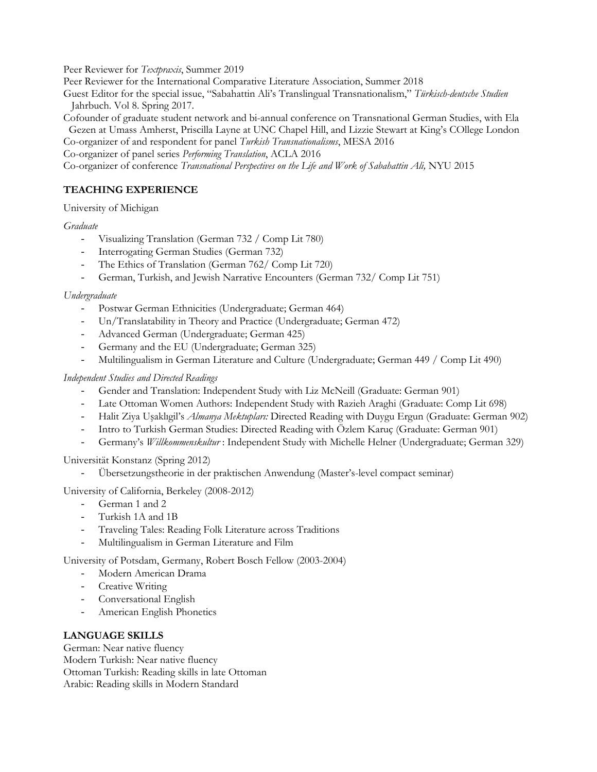Peer Reviewer for *Textpraxis*, Summer 2019

Peer Reviewer for the International Comparative Literature Association, Summer 2018

Guest Editor for the special issue, "Sabahattin Ali's Translingual Transnationalism," *Türkisch-deutsche Studien* Jahrbuch. Vol 8. Spring 2017.

Cofounder of graduate student network and bi-annual conference on Transnational German Studies, with Ela Gezen at Umass Amherst, Priscilla Layne at UNC Chapel Hill, and Lizzie Stewart at King's COllege London

Co-organizer of and respondent for panel *Turkish Transnationalisms*, MESA 2016

Co-organizer of panel series *Performing Translation*, ACLA 2016

Co-organizer of conference *Transnational Perspectives on the Life and Work of Sabahattin Ali,* NYU 2015

## TEACHING EXPERIENCE

University of Michigan

*Graduate*

- Visualizing Translation (German 732 / Comp Lit 780)
- Interrogating German Studies (German 732)
- The Ethics of Translation (German 762/ Comp Lit 720)
- German, Turkish, and Jewish Narrative Encounters (German 732/ Comp Lit 751)

*Undergraduate*

- Postwar German Ethnicities (Undergraduate; German 464)
- Un/Translatability in Theory and Practice (Undergraduate; German 472)
- Advanced German (Undergraduate; German 425)
- Germany and the EU (Undergraduate; German 325)
- Multilingualism in German Literature and Culture (Undergraduate; German 449 / Comp Lit 490)

*Independent Studies and Directed Readings*

- Gender and Translation: Independent Study with Liz McNeill (Graduate: German 901)
- Late Ottoman Women Authors: Independent Study with Razieh Araghi (Graduate: Comp Lit 698)
- Halit Ziya Uşaklıgil's *Almanya Mektupları:* Directed Reading with Duygu Ergun (Graduate: German 902)
- Intro to Turkish German Studies: Directed Reading with Özlem Karuç (Graduate: German 901)
- Germany's *Willkommenskultur* : Independent Study with Michelle Helner (Undergraduate; German 329)

Universität Konstanz (Spring 2012)

- Übersetzungstheorie in der praktischen Anwendung (Master's-level compact seminar)

University of California, Berkeley (2008-2012)

- German 1 and 2
- Turkish 1A and 1B
- Traveling Tales: Reading Folk Literature across Traditions
- Multilingualism in German Literature and Film

University of Potsdam, Germany, Robert Bosch Fellow (2003-2004)

- Modern American Drama
- Creative Writing
- Conversational English
- American English Phonetics

## LANGUAGE SKILLS

German: Near native fluency

Modern Turkish: Near native fluency

Ottoman Turkish: Reading skills in late Ottoman

Arabic: Reading skills in Modern Standard